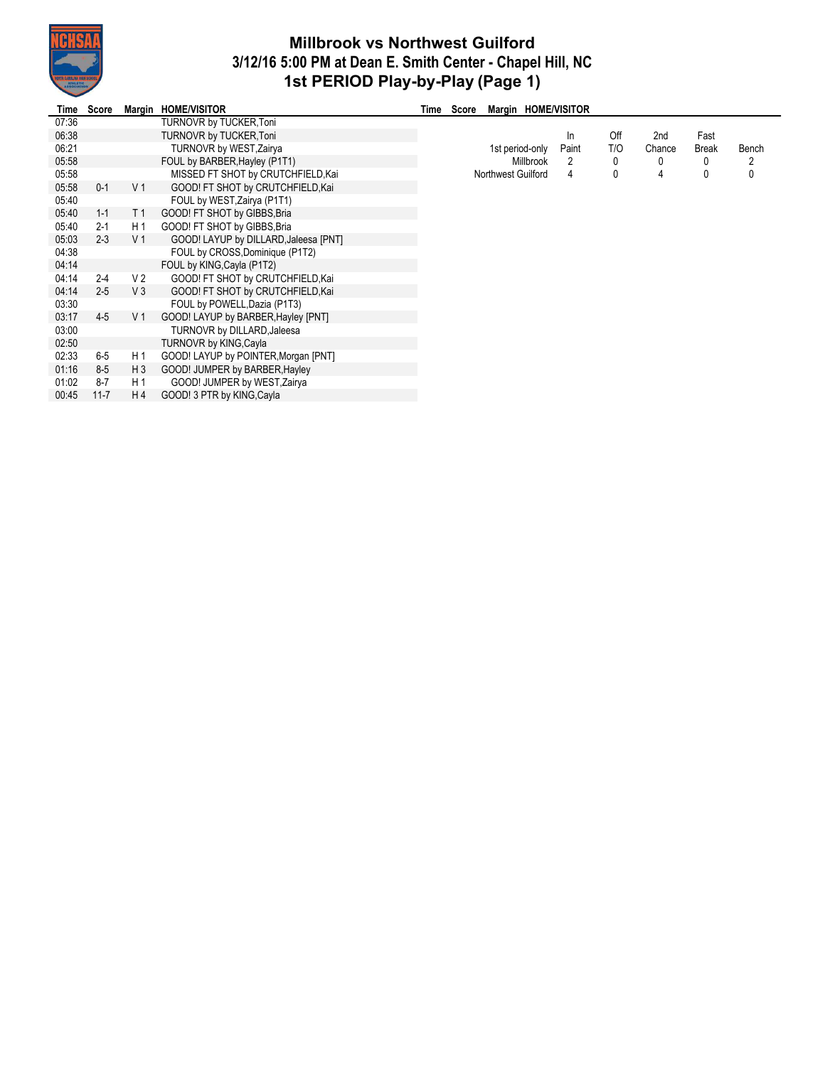# Millbrook vs Northwest Guilford
## 3/12/16 5:00 PM at Dean E. Smith Center - Chapel Hill, NC
## 1st PERIOD Play-by-Play (Page 1)

| Time | Score | Margin | HOME/VISITOR |
|---|---|---|---|
| 07:36 | | | TURNOVR by TUCKER,Toni |
| 06:38 | | | TURNOVR by TUCKER,Toni |
| 06:21 | | | TURNOVR by WEST,Zairya |
| 05:58 | | | FOUL by BARBER,Hayley (P1T1) |
| 05:58 | | | MISSED FT SHOT by CRUTCHFIELD,Kai |
| 05:58 | 0-1 | V 1 | GOOD! FT SHOT by CRUTCHFIELD,Kai |
| 05:40 | | | FOUL by WEST,Zairya (P1T1) |
| 05:40 | 1-1 | T 1 | GOOD! FT SHOT by GIBBS,Bria |
| 05:40 | 2-1 | H 1 | GOOD! FT SHOT by GIBBS,Bria |
| 05:03 | 2-3 | V 1 | GOOD! LAYUP by DILLARD,Jaleesa [PNT] |
| 04:38 | | | FOUL by CROSS,Dominique (P1T2) |
| 04:14 | | | FOUL by KING,Cayla (P1T2) |
| 04:14 | 2-4 | V 2 | GOOD! FT SHOT by CRUTCHFIELD,Kai |
| 04:14 | 2-5 | V 3 | GOOD! FT SHOT by CRUTCHFIELD,Kai |
| 03:30 | | | FOUL by POWELL,Dazia (P1T3) |
| 03:17 | 4-5 | V 1 | GOOD! LAYUP by BARBER,Hayley [PNT] |
| 03:00 | | | TURNOVR by DILLARD,Jaleesa |
| 02:50 | | | TURNOVR by KING,Cayla |
| 02:33 | 6-5 | H 1 | GOOD! LAYUP by POINTER,Morgan [PNT] |
| 01:16 | 8-5 | H 3 | GOOD! JUMPER by BARBER,Hayley |
| 01:02 | 8-7 | H 1 | GOOD! JUMPER by WEST,Zairya |
| 00:45 | 11-7 | H 4 | GOOD! 3 PTR by KING,Cayla |

| 1st period-only | In Paint | Off T/O | 2nd Chance | Fast Break | Bench |
|---|---|---|---|---|---|
| Millbrook | 2 | 0 | 0 | 0 | 2 |
| Northwest Guilford | 4 | 0 | 4 | 0 | 0 |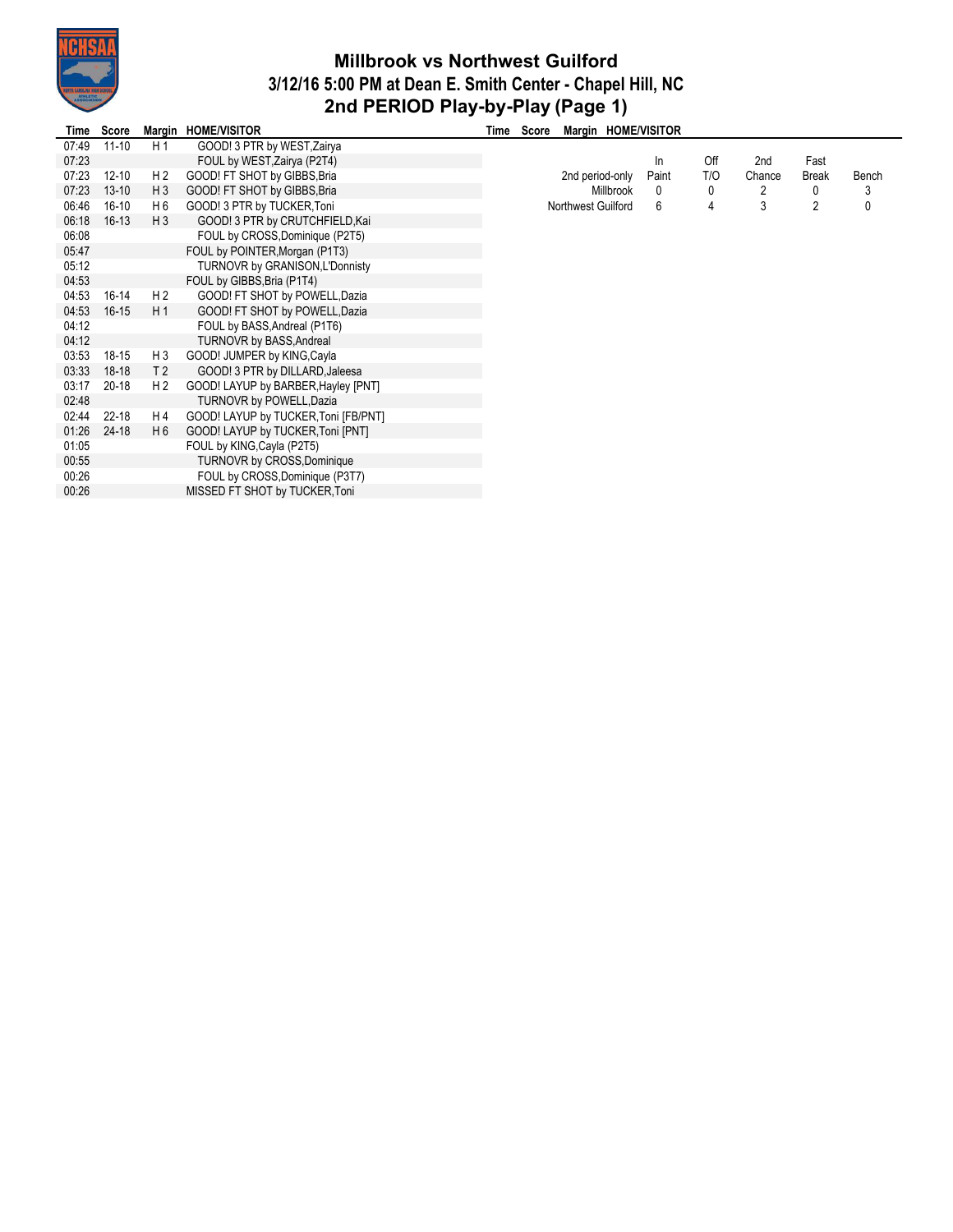# Millbrook vs Northwest Guilford
## 3/12/16 5:00 PM at Dean E. Smith Center - Chapel Hill, NC
## 2nd PERIOD Play-by-Play (Page 1)

| Time | Score | Margin | HOME/VISITOR |
|---|---|---|---|
| 07:49 | 11-10 | H 1 | GOOD! 3 PTR by WEST,Zairya |
| 07:23 | | | FOUL by WEST,Zairya (P2T4) |
| 07:23 | 12-10 | H 2 | GOOD! FT SHOT by GIBBS,Bria |
| 07:23 | 13-10 | H 3 | GOOD! FT SHOT by GIBBS,Bria |
| 06:46 | 16-10 | H 6 | GOOD! 3 PTR by TUCKER,Toni |
| 06:18 | 16-13 | H 3 | GOOD! 3 PTR by CRUTCHFIELD,Kai |
| 06:08 | | | FOUL by CROSS,Dominique (P2T5) |
| 05:47 | | | FOUL by POINTER,Morgan (P1T3) |
| 05:12 | | | TURNOVR by GRANISON,L'Donnisty |
| 04:53 | | | FOUL by GIBBS,Bria (P1T4) |
| 04:53 | 16-14 | H 2 | GOOD! FT SHOT by POWELL,Dazia |
| 04:53 | 16-15 | H 1 | GOOD! FT SHOT by POWELL,Dazia |
| 04:12 | | | FOUL by BASS,Andreal (P1T6) |
| 04:12 | | | TURNOVR by BASS,Andreal |
| 03:53 | 18-15 | H 3 | GOOD! JUMPER by KING,Cayla |
| 03:33 | 18-18 | T 2 | GOOD! 3 PTR by DILLARD,Jaleesa |
| 03:17 | 20-18 | H 2 | GOOD! LAYUP by BARBER,Hayley [PNT] |
| 02:48 | | | TURNOVR by POWELL,Dazia |
| 02:44 | 22-18 | H 4 | GOOD! LAYUP by TUCKER,Toni [FB/PNT] |
| 01:26 | 24-18 | H 6 | GOOD! LAYUP by TUCKER,Toni [PNT] |
| 01:05 | | | FOUL by KING,Cayla (P2T5) |
| 00:55 | | | TURNOVR by CROSS,Dominique |
| 00:26 | | | FOUL by CROSS,Dominique (P3T7) |
| 00:26 | | | MISSED FT SHOT by TUCKER,Toni |

| 2nd period-only | In Paint | Off T/O | 2nd Chance | Fast Break | Bench |
|---|---|---|---|---|---|
| Millbrook | 0 | 0 | 2 | 0 | 3 |
| Northwest Guilford | 6 | 4 | 3 | 2 | 0 |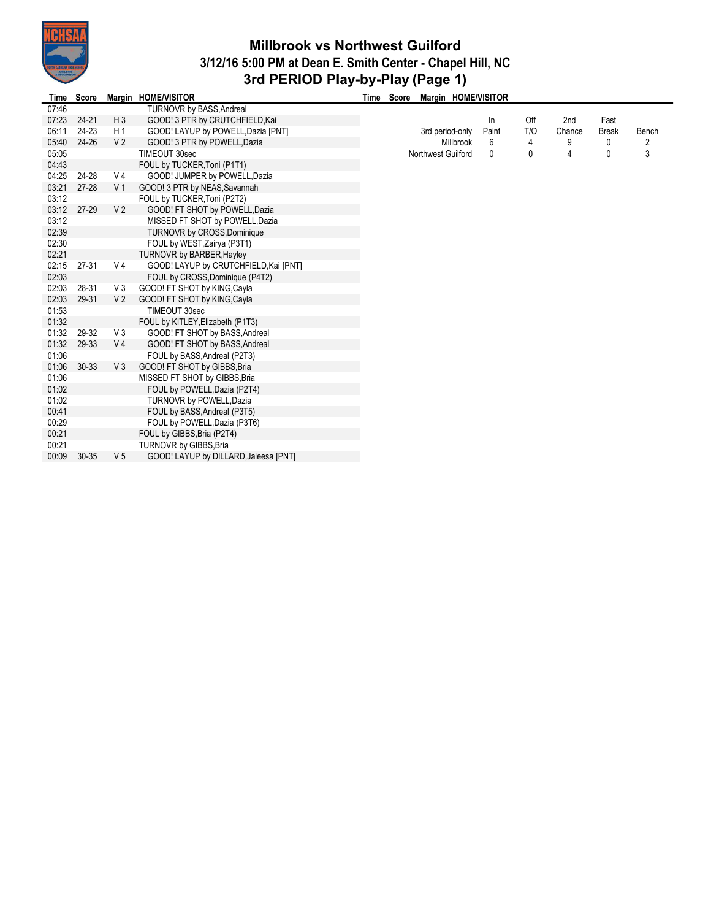# Millbrook vs Northwest Guilford

## 3/12/16 5:00 PM at Dean E. Smith Center - Chapel Hill, NC

## 3rd PERIOD Play-by-Play (Page 1)

| Time | Score | Margin | HOME/VISITOR |
|---|---|---|---|
| 07:46 | | | TURNOVR by BASS,Andreal |
| 07:23 | 24-21 | H 3 | GOOD! 3 PTR by CRUTCHFIELD,Kai |
| 06:11 | 24-23 | H 1 | GOOD! LAYUP by POWELL,Dazia [PNT] |
| 05:40 | 24-26 | V 2 | GOOD! 3 PTR by POWELL,Dazia |
| 05:05 | | | TIMEOUT 30sec |
| 04:43 | | | FOUL by TUCKER,Toni (P1T1) |
| 04:25 | 24-28 | V 4 | GOOD! JUMPER by POWELL,Dazia |
| 03:21 | 27-28 | V 1 | GOOD! 3 PTR by NEAS,Savannah |
| 03:12 | | | FOUL by TUCKER,Toni (P2T2) |
| 03:12 | 27-29 | V 2 | GOOD! FT SHOT by POWELL,Dazia |
| 03:12 | | | MISSED FT SHOT by POWELL,Dazia |
| 02:39 | | | TURNOVR by CROSS,Dominique |
| 02:30 | | | FOUL by WEST,Zairya (P3T1) |
| 02:21 | | | TURNOVR by BARBER,Hayley |
| 02:15 | 27-31 | V 4 | GOOD! LAYUP by CRUTCHFIELD,Kai [PNT] |
| 02:03 | | | FOUL by CROSS,Dominique (P4T2) |
| 02:03 | 28-31 | V 3 | GOOD! FT SHOT by KING,Cayla |
| 02:03 | 29-31 | V 2 | GOOD! FT SHOT by KING,Cayla |
| 01:53 | | | TIMEOUT 30sec |
| 01:32 | | | FOUL by KITLEY,Elizabeth (P1T3) |
| 01:32 | 29-32 | V 3 | GOOD! FT SHOT by BASS,Andreal |
| 01:32 | 29-33 | V 4 | GOOD! FT SHOT by BASS,Andreal |
| 01:06 | | | FOUL by BASS,Andreal (P2T3) |
| 01:06 | 30-33 | V 3 | GOOD! FT SHOT by GIBBS,Bria |
| 01:06 | | | MISSED FT SHOT by GIBBS,Bria |
| 01:02 | | | FOUL by POWELL,Dazia (P2T4) |
| 01:02 | | | TURNOVR by POWELL,Dazia |
| 00:41 | | | FOUL by BASS,Andreal (P3T5) |
| 00:29 | | | FOUL by POWELL,Dazia (P3T6) |
| 00:21 | | | FOUL by GIBBS,Bria (P2T4) |
| 00:21 | | | TURNOVR by GIBBS,Bria |
| 00:09 | 30-35 | V 5 | GOOD! LAYUP by DILLARD,Jaleesa [PNT] |

| 3rd period-only | In Paint | Off T/O | 2nd Chance | Fast Break | Bench |
|---|---|---|---|---|---|
| Millbrook | 6 | 4 | 9 | 0 | 2 |
| Northwest Guilford | 0 | 0 | 4 | 0 | 3 |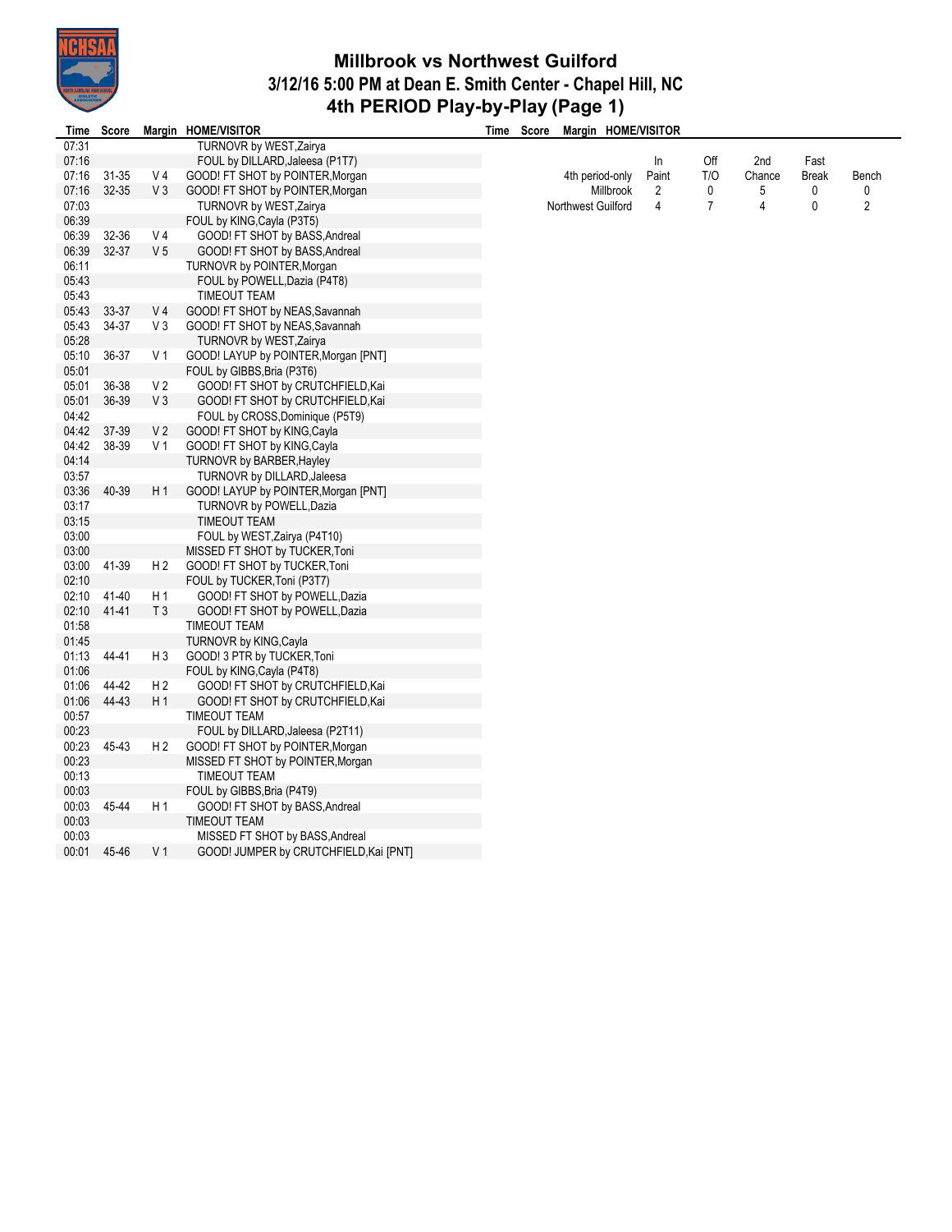# Millbrook vs Northwest Guilford
## 3/12/16 5:00 PM at Dean E. Smith Center - Chapel Hill, NC
## 4th PERIOD Play-by-Play (Page 1)

| Time | Score | Margin | HOME/VISITOR |
|---|---|---|---|
| 07:31 | | | TURNOVR by WEST,Zairya |
| 07:16 | | | FOUL by DILLARD,Jaleesa (P1T7) |
| 07:16 | 31-35 | V 4 | GOOD! FT SHOT by POINTER,Morgan |
| 07:16 | 32-35 | V 3 | GOOD! FT SHOT by POINTER,Morgan |
| 07:03 | | | TURNOVR by WEST,Zairya |
| 06:39 | | | FOUL by KING,Cayla (P3T5) |
| 06:39 | 32-36 | V 4 | GOOD! FT SHOT by BASS,Andreal |
| 06:39 | 32-37 | V 5 | GOOD! FT SHOT by BASS,Andreal |
| 06:11 | | | TURNOVR by POINTER,Morgan |
| 05:43 | | | FOUL by POWELL,Dazia (P4T8) |
| 05:43 | | | TIMEOUT TEAM |
| 05:43 | 33-37 | V 4 | GOOD! FT SHOT by NEAS,Savannah |
| 05:43 | 34-37 | V 3 | GOOD! FT SHOT by NEAS,Savannah |
| 05:28 | | | TURNOVR by WEST,Zairya |
| 05:10 | 36-37 | V 1 | GOOD! LAYUP by POINTER,Morgan [PNT] |
| 05:01 | | | FOUL by GIBBS,Bria (P3T6) |
| 05:01 | 36-38 | V 2 | GOOD! FT SHOT by CRUTCHFIELD,Kai |
| 05:01 | 36-39 | V 3 | GOOD! FT SHOT by CRUTCHFIELD,Kai |
| 04:42 | | | FOUL by CROSS,Dominique (P5T9) |
| 04:42 | 37-39 | V 2 | GOOD! FT SHOT by KING,Cayla |
| 04:42 | 38-39 | V 1 | GOOD! FT SHOT by KING,Cayla |
| 04:14 | | | TURNOVR by BARBER,Hayley |
| 03:57 | | | TURNOVR by DILLARD,Jaleesa |
| 03:36 | 40-39 | H 1 | GOOD! LAYUP by POINTER,Morgan [PNT] |
| 03:17 | | | TURNOVR by POWELL,Dazia |
| 03:15 | | | TIMEOUT TEAM |
| 03:00 | | | FOUL by WEST,Zairya (P4T10) |
| 03:00 | | | MISSED FT SHOT by TUCKER,Toni |
| 03:00 | 41-39 | H 2 | GOOD! FT SHOT by TUCKER,Toni |
| 02:10 | | | FOUL by TUCKER,Toni (P3T7) |
| 02:10 | 41-40 | H 1 | GOOD! FT SHOT by POWELL,Dazia |
| 02:10 | 41-41 | T 3 | GOOD! FT SHOT by POWELL,Dazia |
| 01:58 | | | TIMEOUT TEAM |
| 01:45 | | | TURNOVR by KING,Cayla |
| 01:13 | 44-41 | H 3 | GOOD! 3 PTR by TUCKER,Toni |
| 01:06 | | | FOUL by KING,Cayla (P4T8) |
| 01:06 | 44-42 | H 2 | GOOD! FT SHOT by CRUTCHFIELD,Kai |
| 01:06 | 44-43 | H 1 | GOOD! FT SHOT by CRUTCHFIELD,Kai |
| 00:57 | | | TIMEOUT TEAM |
| 00:23 | | | FOUL by DILLARD,Jaleesa (P2T11) |
| 00:23 | 45-43 | H 2 | GOOD! FT SHOT by POINTER,Morgan |
| 00:23 | | | MISSED FT SHOT by POINTER,Morgan |
| 00:13 | | | TIMEOUT TEAM |
| 00:03 | | | FOUL by GIBBS,Bria (P4T9) |
| 00:03 | 45-44 | H 1 | GOOD! FT SHOT by BASS,Andreal |
| 00:03 | | | TIMEOUT TEAM |
| 00:03 | | | MISSED FT SHOT by BASS,Andreal |
| 00:01 | 45-46 | V 1 | GOOD! JUMPER by CRUTCHFIELD,Kai [PNT] |

| 4th period-only | In Paint | Off T/O | 2nd Chance | Fast Break | Bench |
|---|---|---|---|---|---|
| Millbrook | 2 | 0 | 5 | 0 | 0 |
| Northwest Guilford | 4 | 7 | 4 | 0 | 2 |